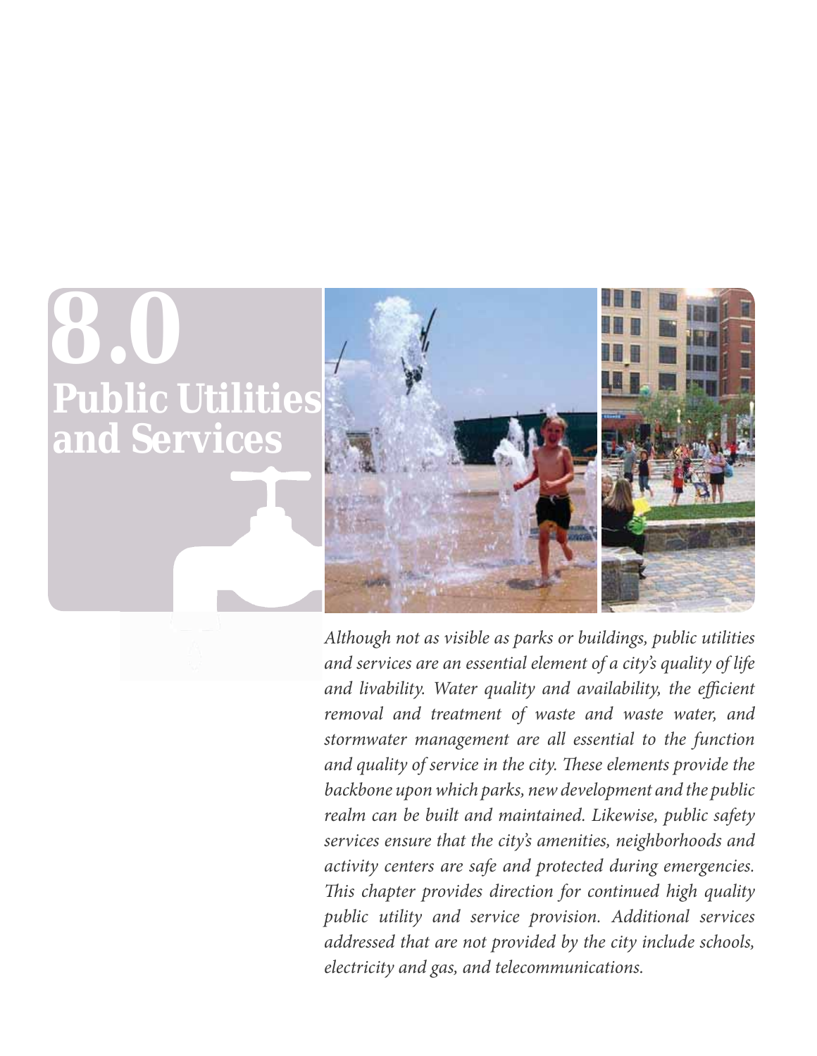# 8.0 Public Utilities and Services

*Although not as visible as parks or buildings, public utilities and services are an essential element of a city's quality of life and livability. Water quality and availability, the efficient removal and treatment of waste and waste water, and stormwater management are all essential to the function and quality of service in the city. These elements provide the backbone upon which parks, new development and the public realm can be built and maintained. Likewise, public safety services ensure that the city's amenities, neighborhoods and activity centers are safe and protected during emergencies. This chapter provides direction for continued high quality public utility and service provision. Additional services addressed that are not provided by the city include schools, electricity and gas, and telecommunications.*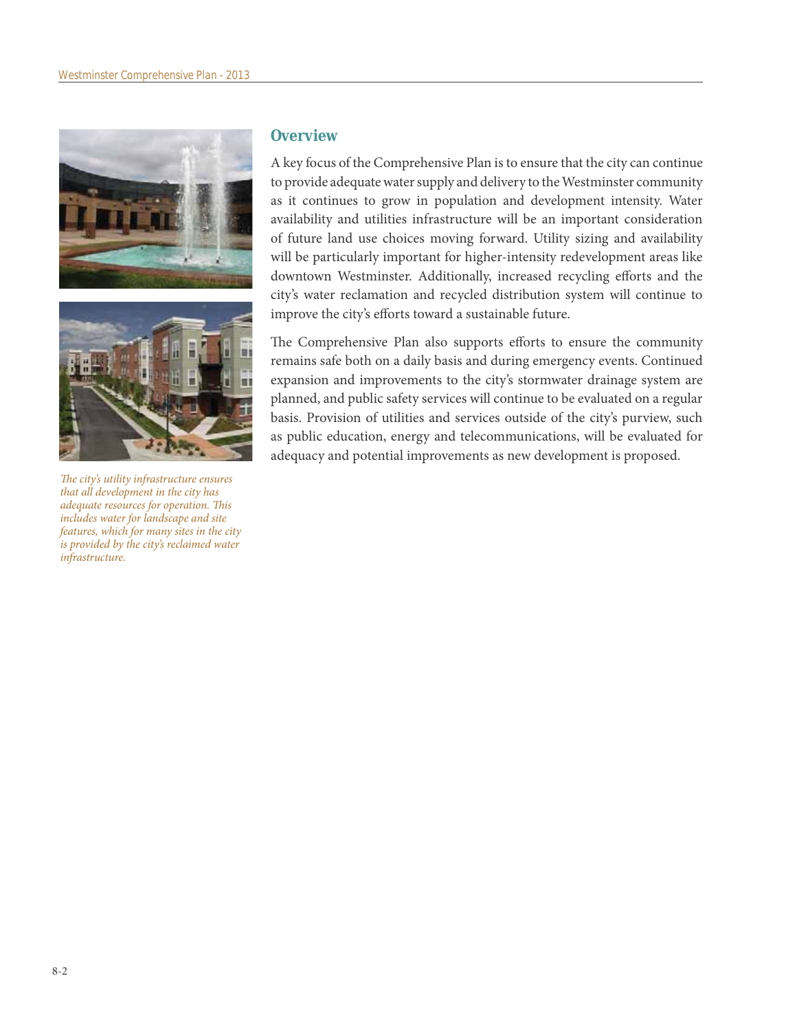## Overview

A key focus of the Comprehensive Plan is to ensure that the city can continue to provide adequate water supply and delivery to the Westminster community as it continues to grow in population and development intensity. Water availability and utilities infrastructure will be an important consideration of future land use choices moving forward. Utility sizing and availability will be particularly important for higher-intensity redevelopment areas like downtown Westminster. Additionally, increased recycling efforts and the city's water reclamation and recycled distribution system will continue to improve the city's efforts toward a sustainable future.

The Comprehensive Plan also supports efforts to ensure the community remains safe both on a daily basis and during emergency events. Continued expansion and improvements to the city's stormwater drainage system are planned, and public safety services will continue to be evaluated on a regular basis. Provision of utilities and services outside of the city's purview, such as public education, energy and telecommunications, will be evaluated for adequacy and potential improvements as new development is proposed.

*The city's utility infrastructure ensures that all development in the city has adequate resources for operation. This includes water for landscape and site features, which for many sites in the city is provided by the city's reclaimed water infrastructure.*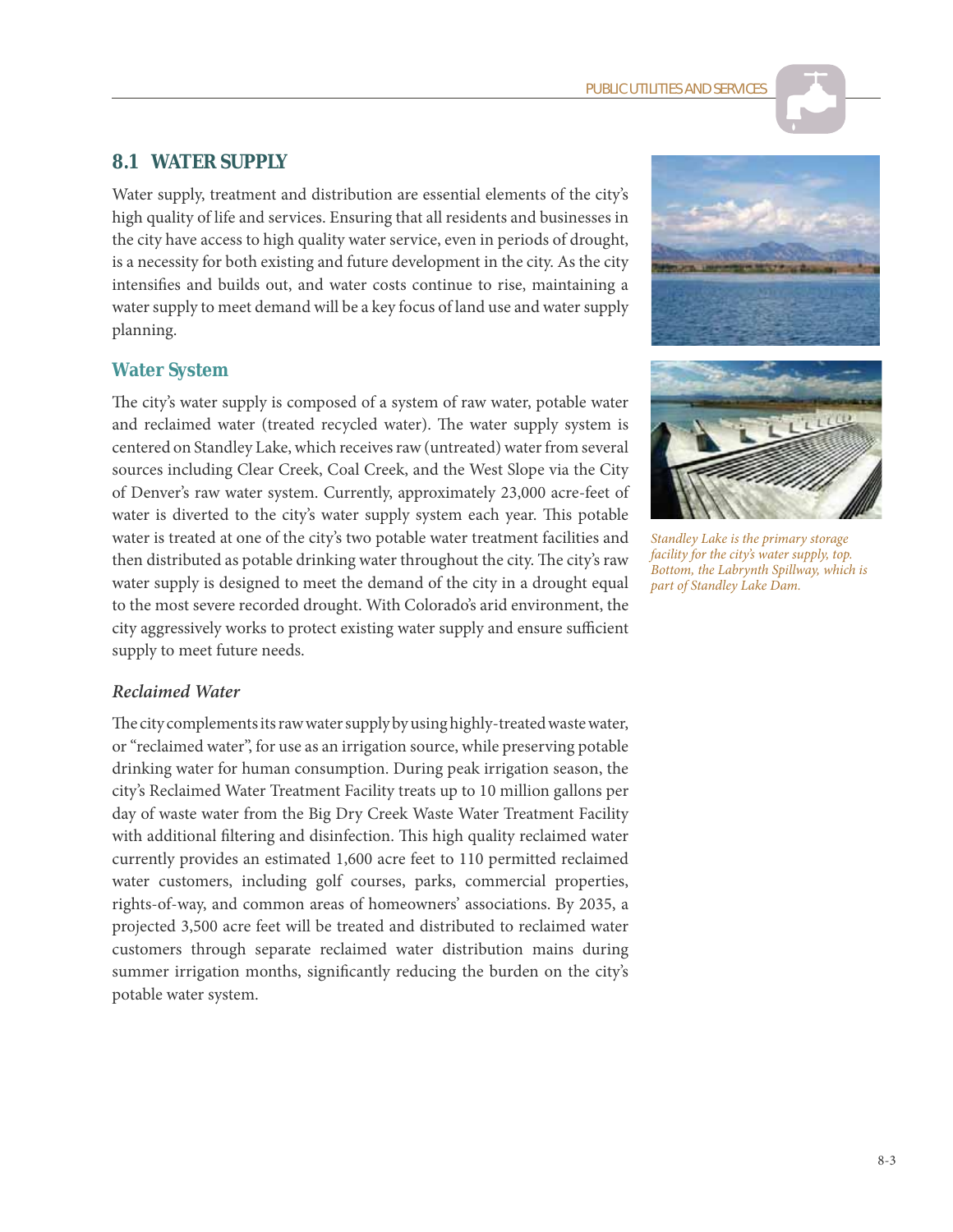## 8.1 WATER SUPPLY

Water supply, treatment and distribution are essential elements of the city's high quality of life and services. Ensuring that all residents and businesses in the city have access to high quality water service, even in periods of drought, is a necessity for both existing and future development in the city. As the city intensifies and builds out, and water costs continue to rise, maintaining a water supply to meet demand will be a key focus of land use and water supply planning.

### Water System

The city's water supply is composed of a system of raw water, potable water and reclaimed water (treated recycled water). The water supply system is centered on Standley Lake, which receives raw (untreated) water from several sources including Clear Creek, Coal Creek, and the West Slope via the City of Denver's raw water system. Currently, approximately 23,000 acre-feet of water is diverted to the city's water supply system each year. This potable water is treated at one of the city's two potable water treatment facilities and then distributed as potable drinking water throughout the city. The city's raw water supply is designed to meet the demand of the city in a drought equal to the most severe recorded drought. With Colorado's arid environment, the city aggressively works to protect existing water supply and ensure sufficient supply to meet future needs.

*Standley Lake is the primary storage facility for the city's water supply, top. Bottom, the Labrynth Spillway, which is part of Standley Lake Dam.*

#### *Reclaimed Water*

The city complements its raw water supply by using highly-treated waste water, or "reclaimed water", for use as an irrigation source, while preserving potable drinking water for human consumption. During peak irrigation season, the city's Reclaimed Water Treatment Facility treats up to 10 million gallons per day of waste water from the Big Dry Creek Waste Water Treatment Facility with additional filtering and disinfection. This high quality reclaimed water currently provides an estimated 1,600 acre feet to 110 permitted reclaimed water customers, including golf courses, parks, commercial properties, rights-of-way, and common areas of homeowners' associations. By 2035, a projected 3,500 acre feet will be treated and distributed to reclaimed water customers through separate reclaimed water distribution mains during summer irrigation months, significantly reducing the burden on the city's potable water system.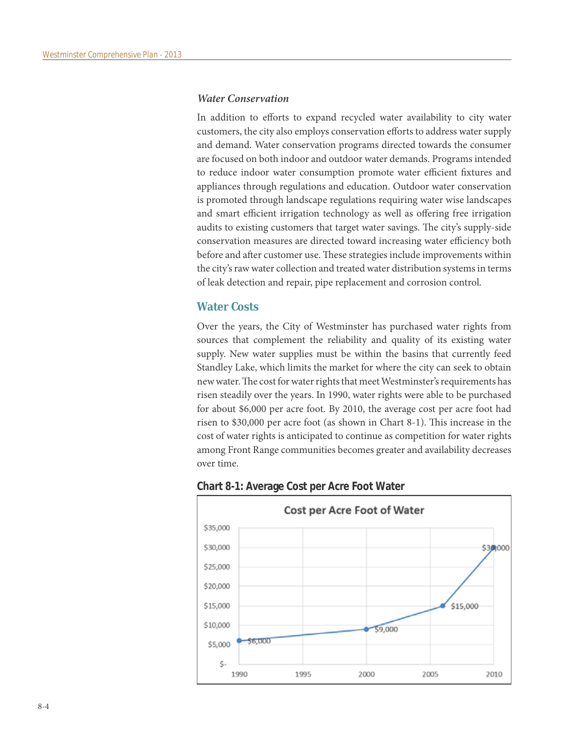### *Water Conservation*

In addition to efforts to expand recycled water availability to city water customers, the city also employs conservation efforts to address water supply and demand. Water conservation programs directed towards the consumer are focused on both indoor and outdoor water demands. Programs intended to reduce indoor water consumption promote water efficient fixtures and appliances through regulations and education. Outdoor water conservation is promoted through landscape regulations requiring water wise landscapes and smart efficient irrigation technology as well as offering free irrigation audits to existing customers that target water savings. The city's supply-side conservation measures are directed toward increasing water efficiency both before and after customer use. These strategies include improvements within the city's raw water collection and treated water distribution systems in terms of leak detection and repair, pipe replacement and corrosion control.

## Water Costs

Over the years, the City of Westminster has purchased water rights from sources that complement the reliability and quality of its existing water supply. New water supplies must be within the basins that currently feed Standley Lake, which limits the market for where the city can seek to obtain new water. The cost for water rights that meet Westminster's requirements has risen steadily over the years. In 1990, water rights were able to be purchased for about $6,000 per acre foot. By 2010, the average cost per acre foot had risen to $30,000 per acre foot (as shown in Chart 8-1). This increase in the cost of water rights is anticipated to continue as competition for water rights among Front Range communities becomes greater and availability decreases over time.

**Chart 8-1: Average Cost per Acre Foot Water**

Cost per Acre Foot of Water

| Year | Cost |
|---|---|
| 1990 | $6,000 |
| 2000 | $9,000 |
| 2006 | $15,000 |
| 2010 | $30,000 |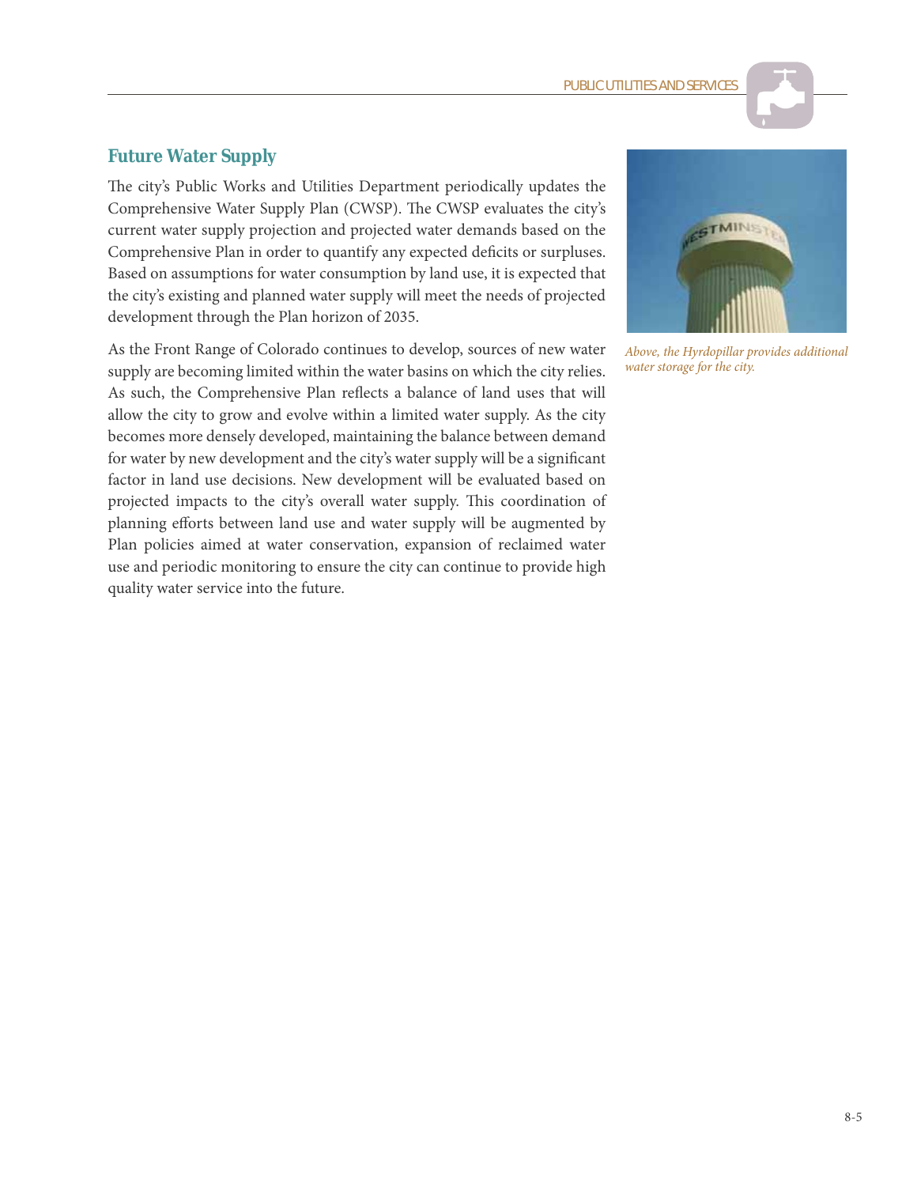## Future Water Supply

The city's Public Works and Utilities Department periodically updates the Comprehensive Water Supply Plan (CWSP). The CWSP evaluates the city's current water supply projection and projected water demands based on the Comprehensive Plan in order to quantify any expected deficits or surpluses. Based on assumptions for water consumption by land use, it is expected that the city's existing and planned water supply will meet the needs of projected development through the Plan horizon of 2035.

As the Front Range of Colorado continues to develop, sources of new water supply are becoming limited within the water basins on which the city relies. As such, the Comprehensive Plan reflects a balance of land uses that will allow the city to grow and evolve within a limited water supply. As the city becomes more densely developed, maintaining the balance between demand for water by new development and the city's water supply will be a significant factor in land use decisions. New development will be evaluated based on projected impacts to the city's overall water supply. This coordination of planning efforts between land use and water supply will be augmented by Plan policies aimed at water conservation, expansion of reclaimed water use and periodic monitoring to ensure the city can continue to provide high quality water service into the future.

*Above, the Hyrdopillar provides additional water storage for the city.*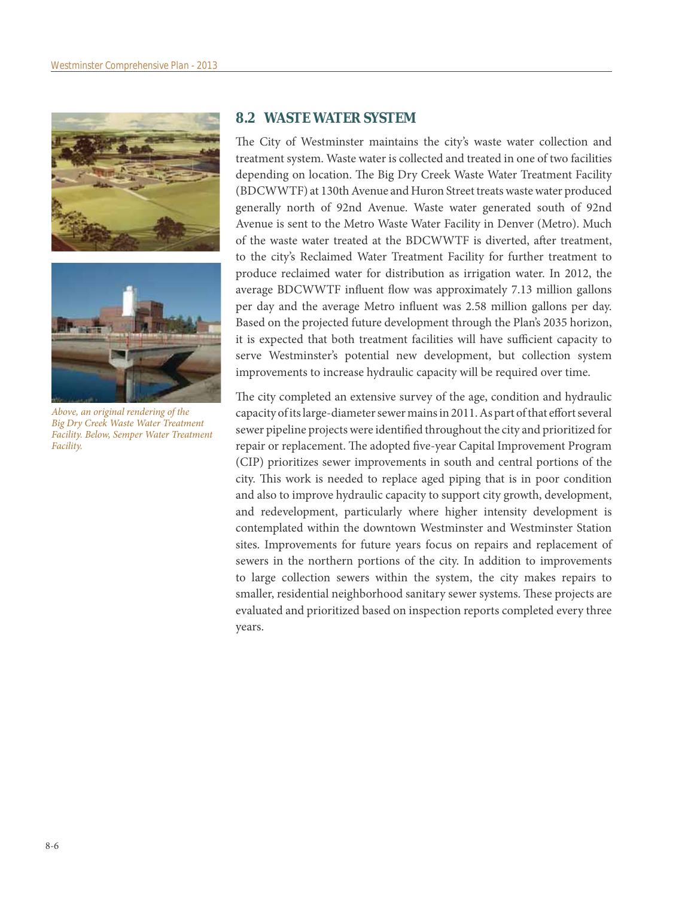*Above, an original rendering of the Big Dry Creek Waste Water Treatment Facility. Below, Semper Water Treatment Facility.*

## 8.2 WASTE WATER SYSTEM

The City of Westminster maintains the city's waste water collection and treatment system. Waste water is collected and treated in one of two facilities depending on location. The Big Dry Creek Waste Water Treatment Facility (BDCWWTF) at 130th Avenue and Huron Street treats waste water produced generally north of 92nd Avenue. Waste water generated south of 92nd Avenue is sent to the Metro Waste Water Facility in Denver (Metro). Much of the waste water treated at the BDCWWTF is diverted, after treatment, to the city's Reclaimed Water Treatment Facility for further treatment to produce reclaimed water for distribution as irrigation water. In 2012, the average BDCWWTF influent flow was approximately 7.13 million gallons per day and the average Metro influent was 2.58 million gallons per day. Based on the projected future development through the Plan's 2035 horizon, it is expected that both treatment facilities will have sufficient capacity to serve Westminster's potential new development, but collection system improvements to increase hydraulic capacity will be required over time.

The city completed an extensive survey of the age, condition and hydraulic capacity of its large-diameter sewer mains in 2011. As part of that effort several sewer pipeline projects were identified throughout the city and prioritized for repair or replacement. The adopted five-year Capital Improvement Program (CIP) prioritizes sewer improvements in south and central portions of the city. This work is needed to replace aged piping that is in poor condition and also to improve hydraulic capacity to support city growth, development, and redevelopment, particularly where higher intensity development is contemplated within the downtown Westminster and Westminster Station sites. Improvements for future years focus on repairs and replacement of sewers in the northern portions of the city. In addition to improvements to large collection sewers within the system, the city makes repairs to smaller, residential neighborhood sanitary sewer systems. These projects are evaluated and prioritized based on inspection reports completed every three years.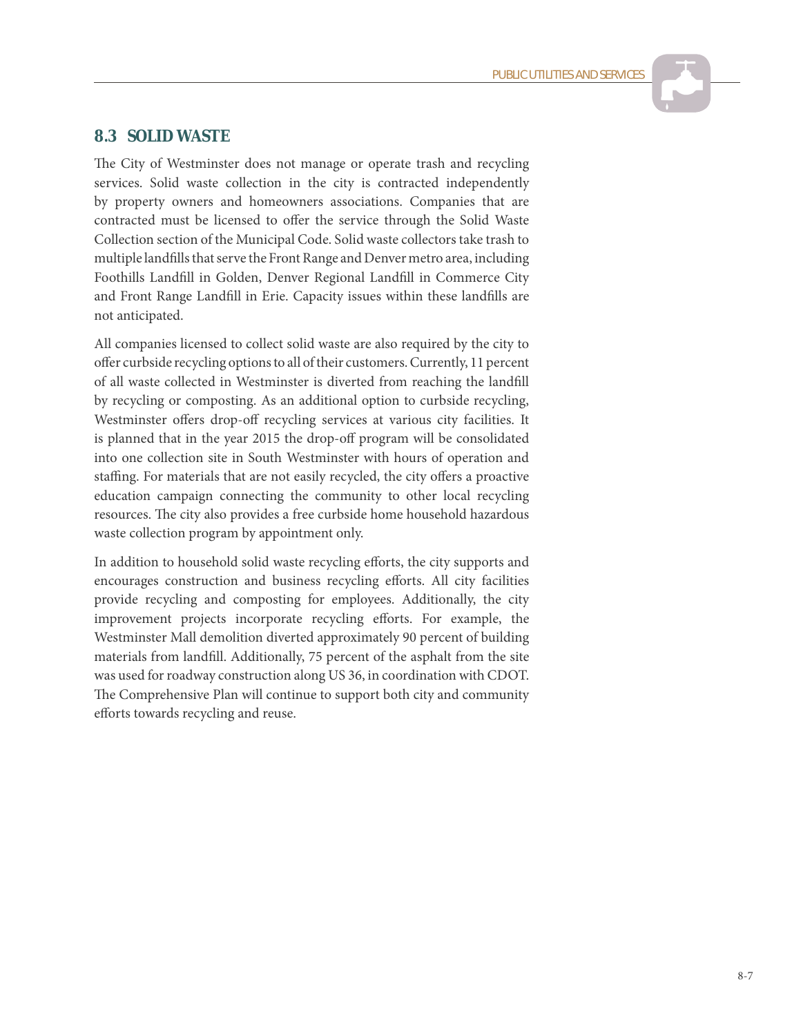## 8.3 SOLID WASTE

The City of Westminster does not manage or operate trash and recycling services. Solid waste collection in the city is contracted independently by property owners and homeowners associations. Companies that are contracted must be licensed to offer the service through the Solid Waste Collection section of the Municipal Code. Solid waste collectors take trash to multiple landfills that serve the Front Range and Denver metro area, including Foothills Landfill in Golden, Denver Regional Landfill in Commerce City and Front Range Landfill in Erie. Capacity issues within these landfills are not anticipated.

All companies licensed to collect solid waste are also required by the city to offer curbside recycling options to all of their customers. Currently, 11 percent of all waste collected in Westminster is diverted from reaching the landfill by recycling or composting. As an additional option to curbside recycling, Westminster offers drop-off recycling services at various city facilities. It is planned that in the year 2015 the drop-off program will be consolidated into one collection site in South Westminster with hours of operation and staffing. For materials that are not easily recycled, the city offers a proactive education campaign connecting the community to other local recycling resources. The city also provides a free curbside home household hazardous waste collection program by appointment only.

In addition to household solid waste recycling efforts, the city supports and encourages construction and business recycling efforts. All city facilities provide recycling and composting for employees. Additionally, the city improvement projects incorporate recycling efforts. For example, the Westminster Mall demolition diverted approximately 90 percent of building materials from landfill. Additionally, 75 percent of the asphalt from the site was used for roadway construction along US 36, in coordination with CDOT. The Comprehensive Plan will continue to support both city and community efforts towards recycling and reuse.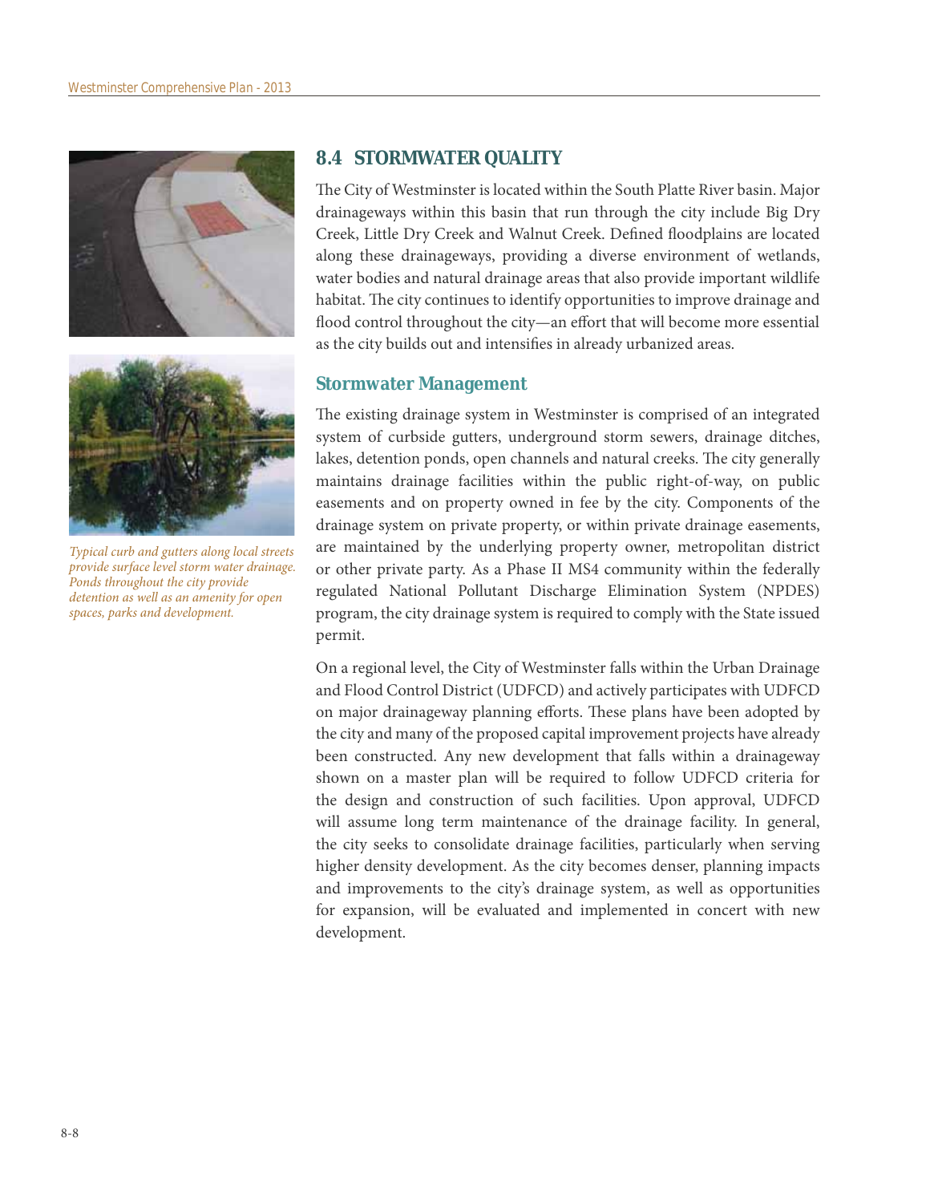## 8.4 STORMWATER QUALITY

The City of Westminster is located within the South Platte River basin. Major drainageways within this basin that run through the city include Big Dry Creek, Little Dry Creek and Walnut Creek. Defined floodplains are located along these drainageways, providing a diverse environment of wetlands, water bodies and natural drainage areas that also provide important wildlife habitat. The city continues to identify opportunities to improve drainage and flood control throughout the city—an effort that will become more essential as the city builds out and intensifies in already urbanized areas.

*Typical curb and gutters along local streets provide surface level storm water drainage. Ponds throughout the city provide detention as well as an amenity for open spaces, parks and development.*

### Stormwater Management

The existing drainage system in Westminster is comprised of an integrated system of curbside gutters, underground storm sewers, drainage ditches, lakes, detention ponds, open channels and natural creeks. The city generally maintains drainage facilities within the public right-of-way, on public easements and on property owned in fee by the city. Components of the drainage system on private property, or within private drainage easements, are maintained by the underlying property owner, metropolitan district or other private party. As a Phase II MS4 community within the federally regulated National Pollutant Discharge Elimination System (NPDES) program, the city drainage system is required to comply with the State issued permit.

On a regional level, the City of Westminster falls within the Urban Drainage and Flood Control District (UDFCD) and actively participates with UDFCD on major drainageway planning efforts. These plans have been adopted by the city and many of the proposed capital improvement projects have already been constructed. Any new development that falls within a drainageway shown on a master plan will be required to follow UDFCD criteria for the design and construction of such facilities. Upon approval, UDFCD will assume long term maintenance of the drainage facility. In general, the city seeks to consolidate drainage facilities, particularly when serving higher density development. As the city becomes denser, planning impacts and improvements to the city's drainage system, as well as opportunities for expansion, will be evaluated and implemented in concert with new development.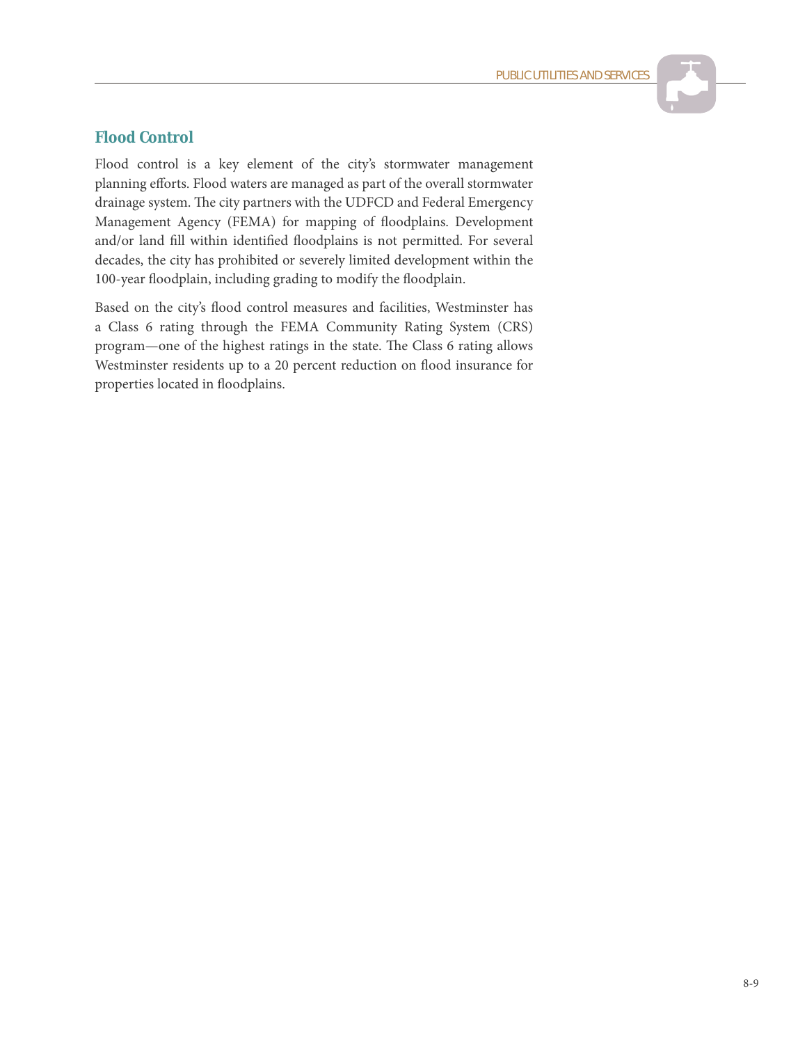## Flood Control

Flood control is a key element of the city's stormwater management planning efforts. Flood waters are managed as part of the overall stormwater drainage system. The city partners with the UDFCD and Federal Emergency Management Agency (FEMA) for mapping of floodplains. Development and/or land fill within identified floodplains is not permitted. For several decades, the city has prohibited or severely limited development within the 100-year floodplain, including grading to modify the floodplain.

Based on the city's flood control measures and facilities, Westminster has a Class 6 rating through the FEMA Community Rating System (CRS) program—one of the highest ratings in the state. The Class 6 rating allows Westminster residents up to a 20 percent reduction on flood insurance for properties located in floodplains.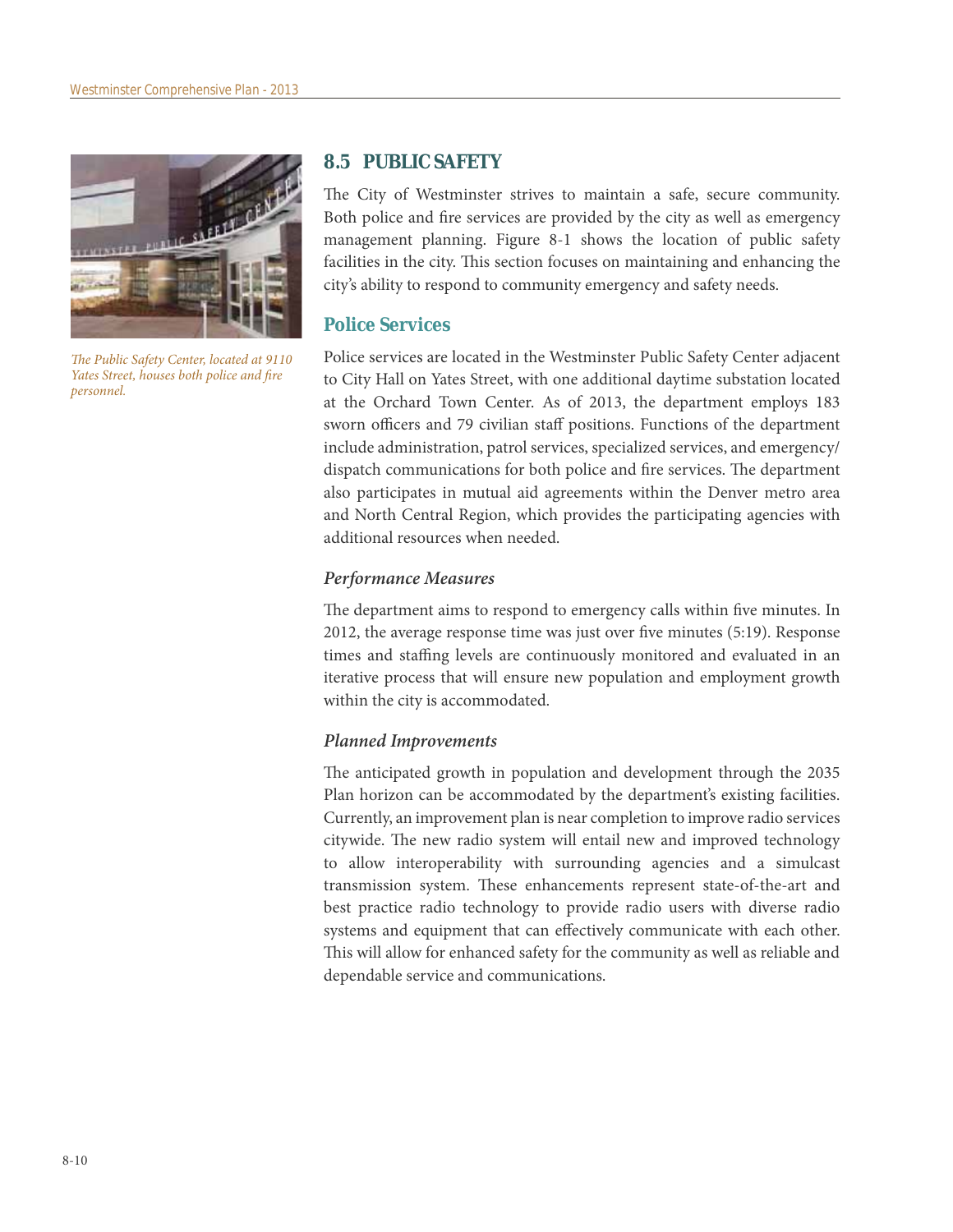*The Public Safety Center, located at 9110 Yates Street, houses both police and fire personnel.*

## 8.5 PUBLIC SAFETY

The City of Westminster strives to maintain a safe, secure community. Both police and fire services are provided by the city as well as emergency management planning. Figure 8-1 shows the location of public safety facilities in the city. This section focuses on maintaining and enhancing the city's ability to respond to community emergency and safety needs.

### Police Services

Police services are located in the Westminster Public Safety Center adjacent to City Hall on Yates Street, with one additional daytime substation located at the Orchard Town Center. As of 2013, the department employs 183 sworn officers and 79 civilian staff positions. Functions of the department include administration, patrol services, specialized services, and emergency/dispatch communications for both police and fire services. The department also participates in mutual aid agreements within the Denver metro area and North Central Region, which provides the participating agencies with additional resources when needed.

#### *Performance Measures*

The department aims to respond to emergency calls within five minutes. In 2012, the average response time was just over five minutes (5:19). Response times and staffing levels are continuously monitored and evaluated in an iterative process that will ensure new population and employment growth within the city is accommodated.

#### *Planned Improvements*

The anticipated growth in population and development through the 2035 Plan horizon can be accommodated by the department's existing facilities. Currently, an improvement plan is near completion to improve radio services citywide. The new radio system will entail new and improved technology to allow interoperability with surrounding agencies and a simulcast transmission system. These enhancements represent state-of-the-art and best practice radio technology to provide radio users with diverse radio systems and equipment that can effectively communicate with each other. This will allow for enhanced safety for the community as well as reliable and dependable service and communications.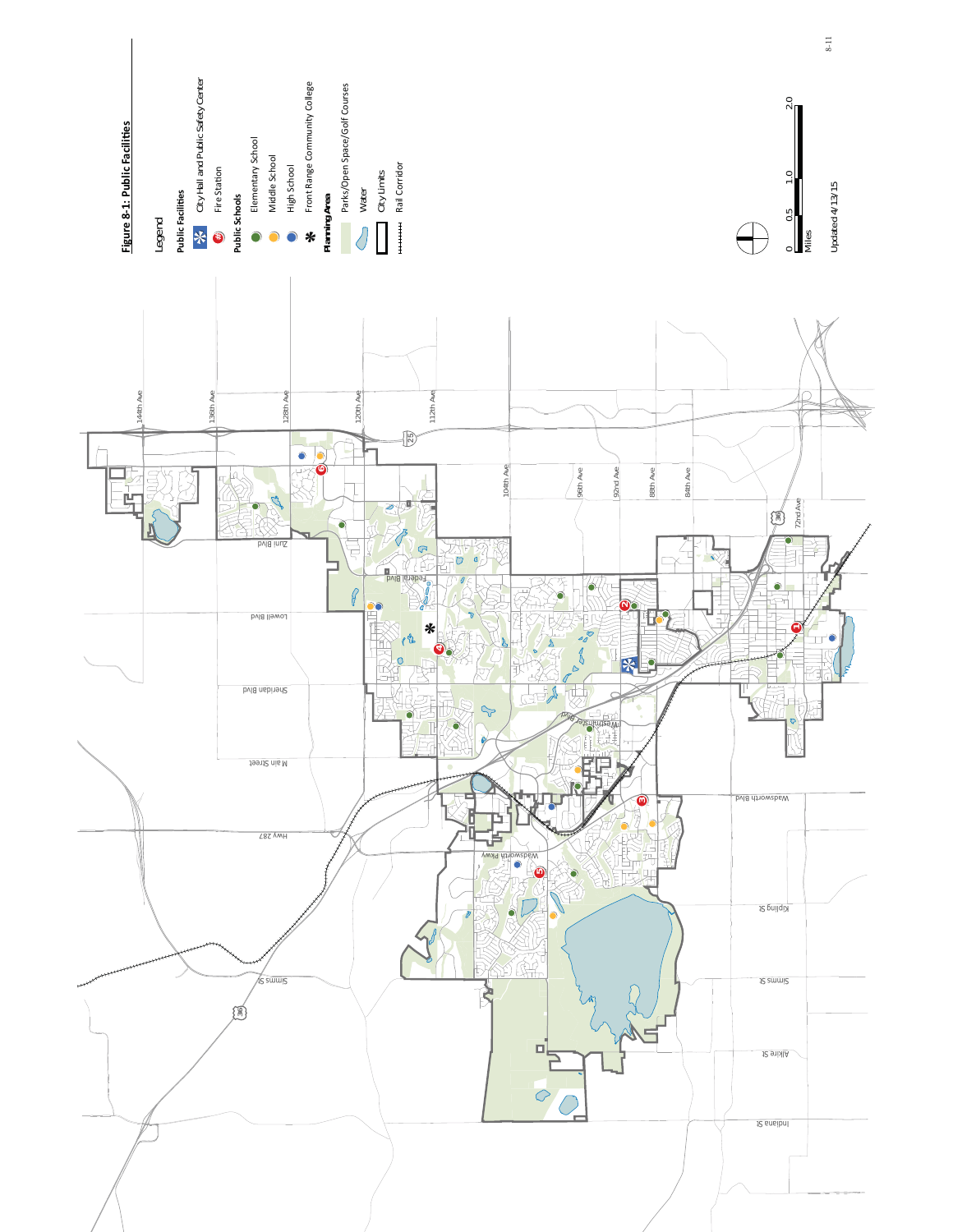## Figure 8-1: Public Facilities

**Legend**

**Public Facilities**
- City Hall and Public Safety Center
- Fire Station

**Public Schools**
- Elementary School
- Middle School
- High School
- Front Range Community College

**Planning Area**
- Parks/Open Space/Golf Courses
- Water
- City Limits
- Rail Corridor

0 0.5 1.0 2.0 Miles

Updated 4/13/15

144th Ave, 136th Ave, 128th Ave, 120th Ave, 112th Ave, 104th Ave, 96th Ave, 92nd Ave, 88th Ave, 84th Ave, 72nd Ave, Zuni Blvd, Federal Blvd, Lowell Blvd, Sheridan Blvd, Westminster Blvd, Main Street, Wadsworth Blvd, Hwy 287, Wadsworth Pkwy, Kipling St, Simms St, Alkire St, Indiana St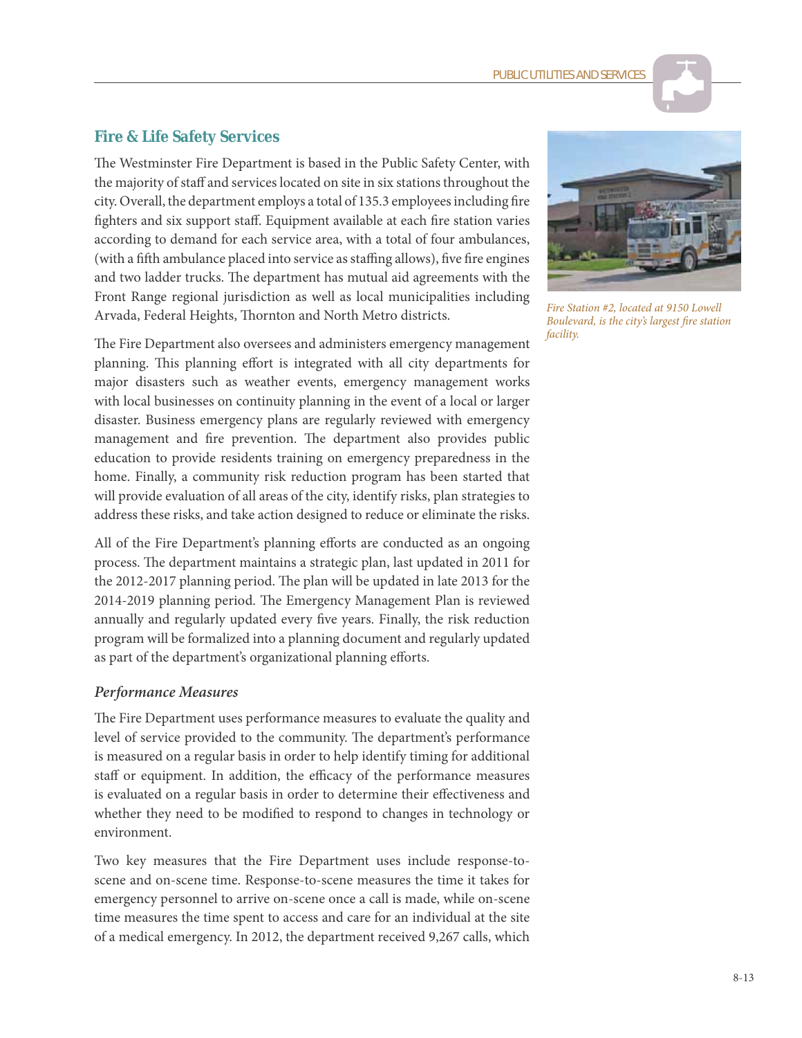## Fire & Life Safety Services

The Westminster Fire Department is based in the Public Safety Center, with the majority of staff and services located on site in six stations throughout the city. Overall, the department employs a total of 135.3 employees including fire fighters and six support staff. Equipment available at each fire station varies according to demand for each service area, with a total of four ambulances, (with a fifth ambulance placed into service as staffing allows), five fire engines and two ladder trucks. The department has mutual aid agreements with the Front Range regional jurisdiction as well as local municipalities including Arvada, Federal Heights, Thornton and North Metro districts.

*Fire Station #2, located at 9150 Lowell Boulevard, is the city's largest fire station facility.*

The Fire Department also oversees and administers emergency management planning. This planning effort is integrated with all city departments for major disasters such as weather events, emergency management works with local businesses on continuity planning in the event of a local or larger disaster. Business emergency plans are regularly reviewed with emergency management and fire prevention. The department also provides public education to provide residents training on emergency preparedness in the home. Finally, a community risk reduction program has been started that will provide evaluation of all areas of the city, identify risks, plan strategies to address these risks, and take action designed to reduce or eliminate the risks.

All of the Fire Department's planning efforts are conducted as an ongoing process. The department maintains a strategic plan, last updated in 2011 for the 2012-2017 planning period. The plan will be updated in late 2013 for the 2014-2019 planning period. The Emergency Management Plan is reviewed annually and regularly updated every five years. Finally, the risk reduction program will be formalized into a planning document and regularly updated as part of the department's organizational planning efforts.

### *Performance Measures*

The Fire Department uses performance measures to evaluate the quality and level of service provided to the community. The department's performance is measured on a regular basis in order to help identify timing for additional staff or equipment. In addition, the efficacy of the performance measures is evaluated on a regular basis in order to determine their effectiveness and whether they need to be modified to respond to changes in technology or environment.

Two key measures that the Fire Department uses include response-to-scene and on-scene time. Response-to-scene measures the time it takes for emergency personnel to arrive on-scene once a call is made, while on-scene time measures the time spent to access and care for an individual at the site of a medical emergency. In 2012, the department received 9,267 calls, which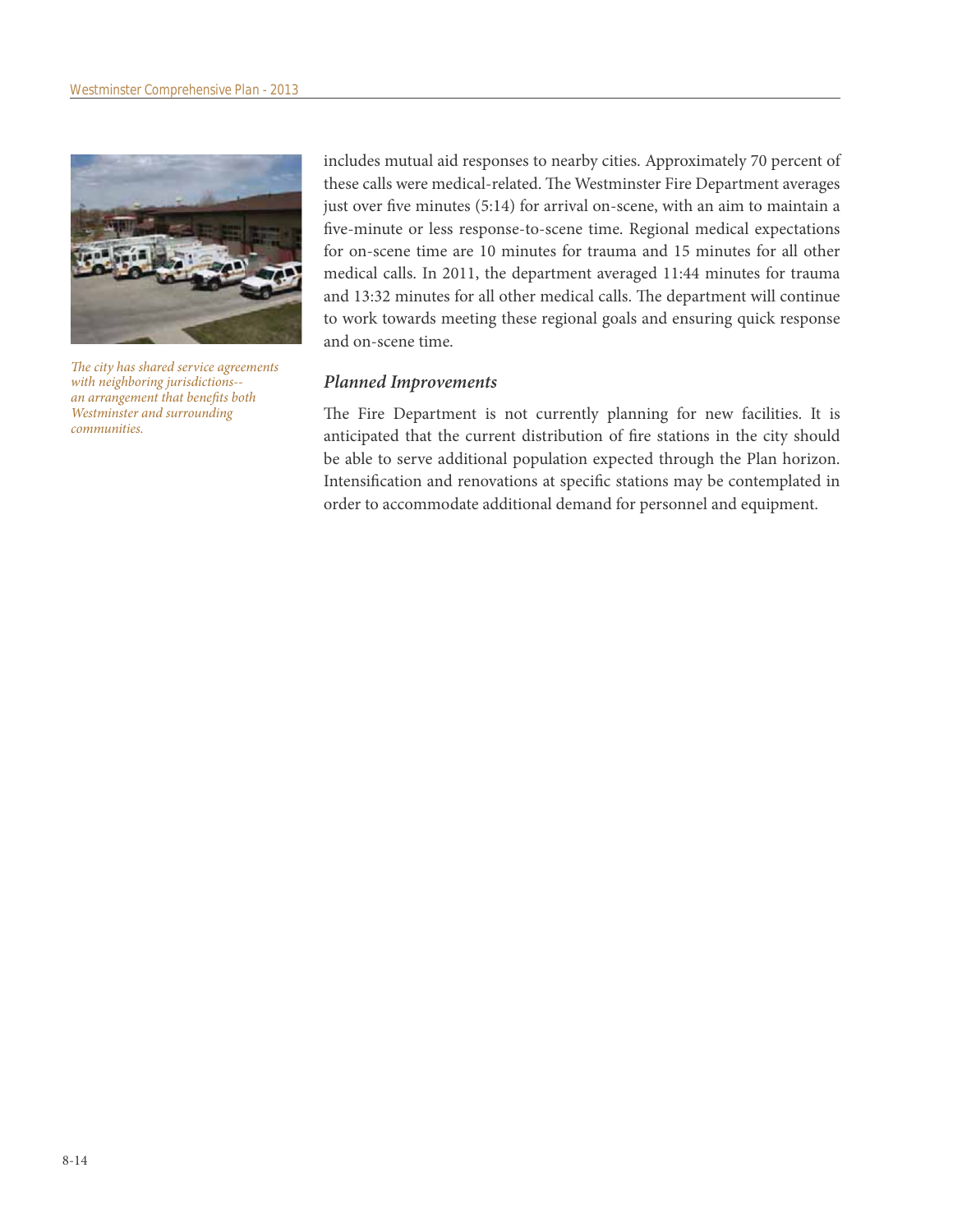includes mutual aid responses to nearby cities. Approximately 70 percent of these calls were medical-related. The Westminster Fire Department averages just over five minutes (5:14) for arrival on-scene, with an aim to maintain a five-minute or less response-to-scene time. Regional medical expectations for on-scene time are 10 minutes for trauma and 15 minutes for all other medical calls. In 2011, the department averaged 11:44 minutes for trauma and 13:32 minutes for all other medical calls. The department will continue to work towards meeting these regional goals and ensuring quick response and on-scene time.

*The city has shared service agreements with neighboring jurisdictions--an arrangement that benefits both Westminster and surrounding communities.*

### *Planned Improvements*

The Fire Department is not currently planning for new facilities. It is anticipated that the current distribution of fire stations in the city should be able to serve additional population expected through the Plan horizon. Intensification and renovations at specific stations may be contemplated in order to accommodate additional demand for personnel and equipment.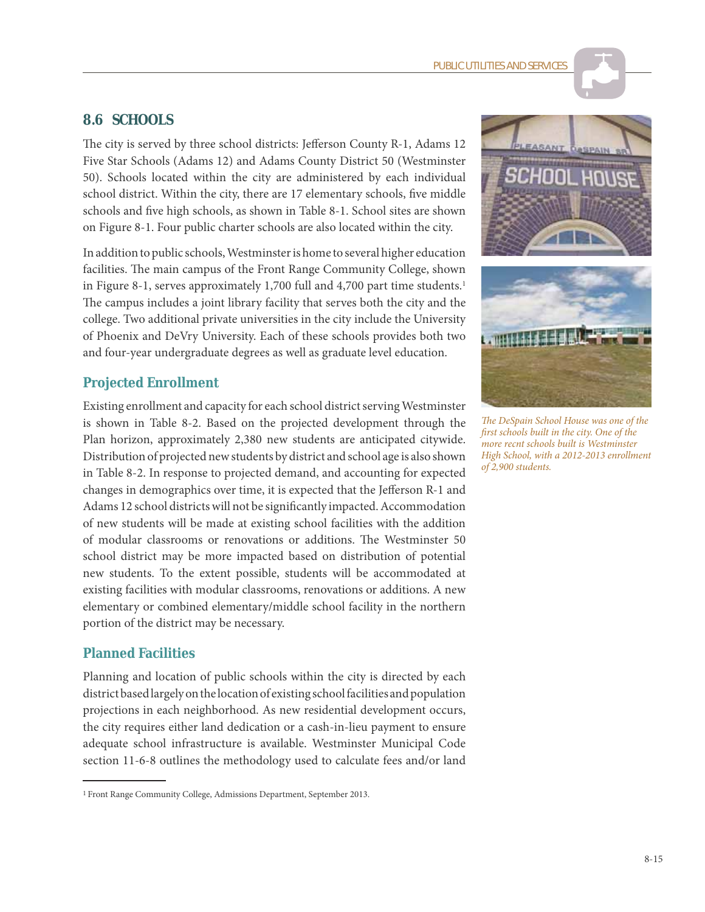## 8.6 SCHOOLS

The city is served by three school districts: Jefferson County R-1, Adams 12 Five Star Schools (Adams 12) and Adams County District 50 (Westminster 50). Schools located within the city are administered by each individual school district. Within the city, there are 17 elementary schools, five middle schools and five high schools, as shown in Table 8-1. School sites are shown on Figure 8-1. Four public charter schools are also located within the city.

In addition to public schools, Westminster is home to several higher education facilities. The main campus of the Front Range Community College, shown in Figure 8-1, serves approximately 1,700 full and 4,700 part time students.[1] The campus includes a joint library facility that serves both the city and the college. Two additional private universities in the city include the University of Phoenix and DeVry University. Each of these schools provides both two and four-year undergraduate degrees as well as graduate level education.

### Projected Enrollment

Existing enrollment and capacity for each school district serving Westminster is shown in Table 8-2. Based on the projected development through the Plan horizon, approximately 2,380 new students are anticipated citywide. Distribution of projected new students by district and school age is also shown in Table 8-2. In response to projected demand, and accounting for expected changes in demographics over time, it is expected that the Jefferson R-1 and Adams 12 school districts will not be significantly impacted. Accommodation of new students will be made at existing school facilities with the addition of modular classrooms or renovations or additions. The Westminster 50 school district may be more impacted based on distribution of potential new students. To the extent possible, students will be accommodated at existing facilities with modular classrooms, renovations or additions. A new elementary or combined elementary/middle school facility in the northern portion of the district may be necessary.

### Planned Facilities

Planning and location of public schools within the city is directed by each district based largely on the location of existing school facilities and population projections in each neighborhood. As new residential development occurs, the city requires either land dedication or a cash-in-lieu payment to ensure adequate school infrastructure is available. Westminster Municipal Code section 11-6-8 outlines the methodology used to calculate fees and/or land

*The DeSpain School House was one of the first schools built in the city. One of the more recnt schools built is Westminster High School, with a 2012-2013 enrollment of 2,900 students.*

[1] Front Range Community College, Admissions Department, September 2013.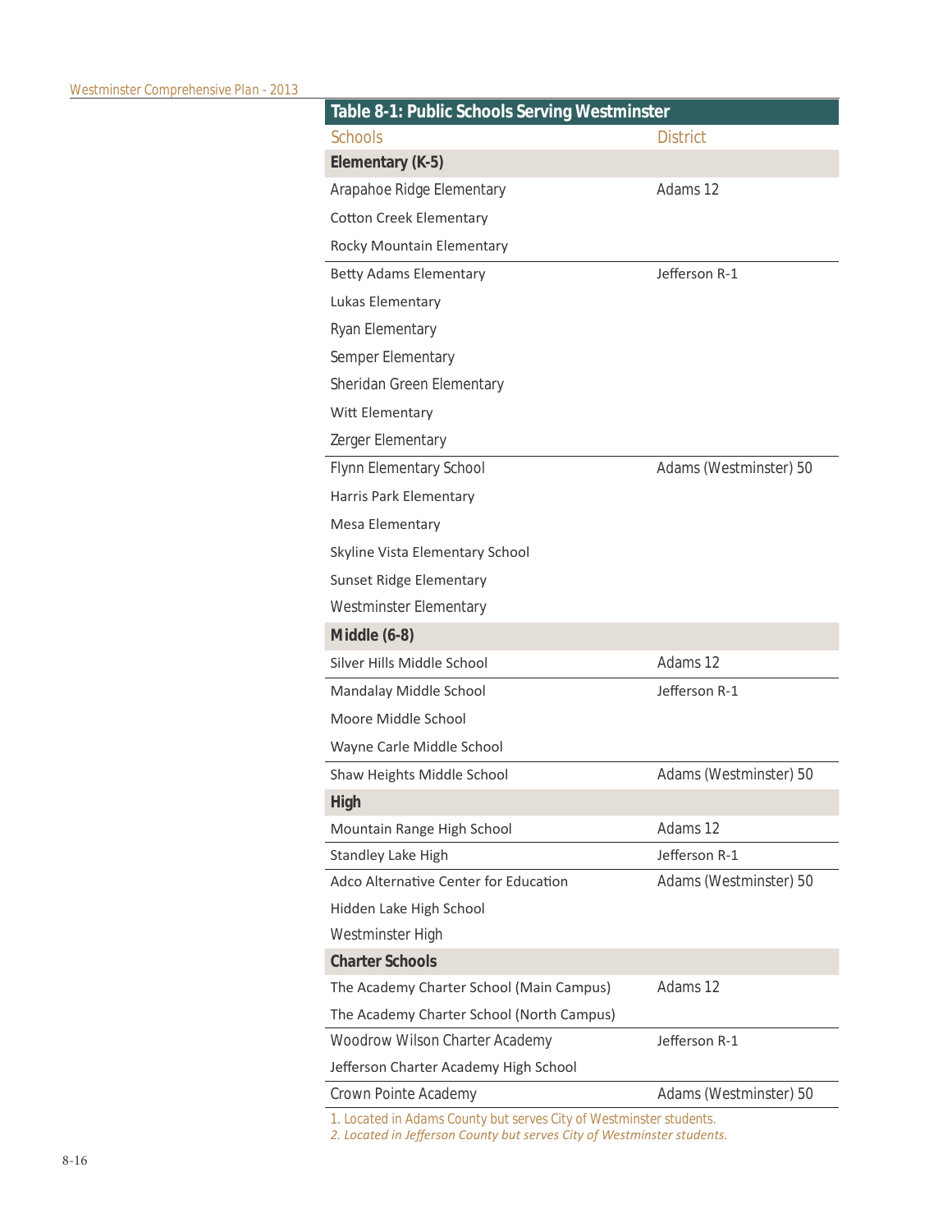**Table 8-1: Public Schools Serving Westminster**

| Schools | District |
|---|---|
| **Elementary (K-5)** | |
| Arapahoe Ridge Elementary | Adams 12 |
| Cotton Creek Elementary | |
| Rocky Mountain Elementary | |
| Betty Adams Elementary | Jefferson R-1 |
| Lukas Elementary | |
| Ryan Elementary | |
| Semper Elementary | |
| Sheridan Green Elementary | |
| Witt Elementary | |
| Zerger Elementary | |
| Flynn Elementary School | Adams (Westminster) 50 |
| Harris Park Elementary | |
| Mesa Elementary | |
| Skyline Vista Elementary School | |
| Sunset Ridge Elementary | |
| Westminster Elementary | |
| **Middle (6-8)** | |
| Silver Hills Middle School | Adams 12 |
| Mandalay Middle School | Jefferson R-1 |
| Moore Middle School | |
| Wayne Carle Middle School | |
| Shaw Heights Middle School | Adams (Westminster) 50 |
| **High** | |
| Mountain Range High School | Adams 12 |
| Standley Lake High | Jefferson R-1 |
| Adco Alternative Center for Education | Adams (Westminster) 50 |
| Hidden Lake High School | |
| Westminster High | |
| **Charter Schools** | |
| The Academy Charter School (Main Campus) | Adams 12 |
| The Academy Charter School (North Campus) | |
| Woodrow Wilson Charter Academy | Jefferson R-1 |
| Jefferson Charter Academy High School | |
| Crown Pointe Academy | Adams (Westminster) 50 |

1. Located in Adams County but serves City of Westminster students.

*2. Located in Jefferson County but serves City of Westminster students.*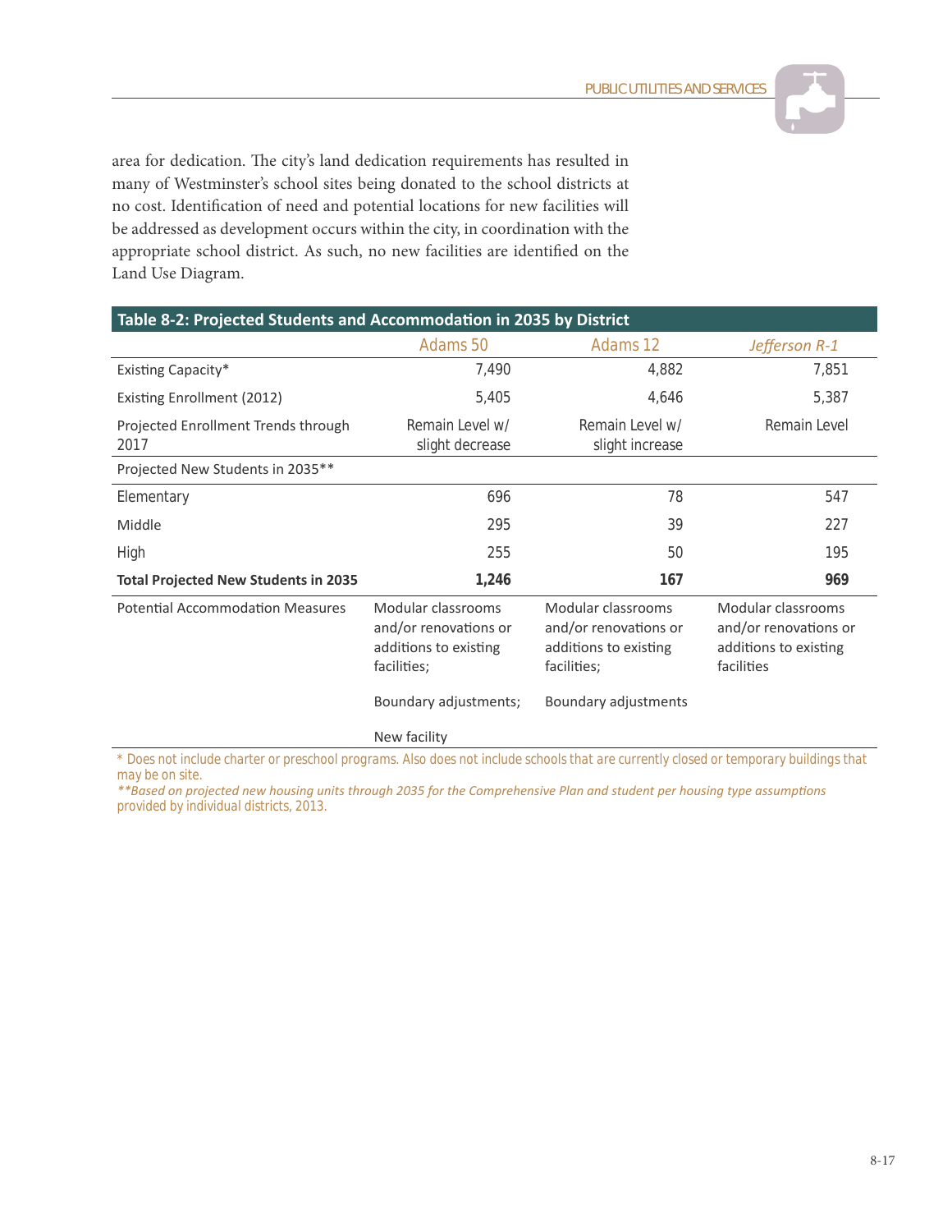area for dedication. The city's land dedication requirements has resulted in many of Westminster's school sites being donated to the school districts at no cost. Identification of need and potential locations for new facilities will be addressed as development occurs within the city, in coordination with the appropriate school district. As such, no new facilities are identified on the Land Use Diagram.

**Table 8-2: Projected Students and Accommodation in 2035 by District**

| | Adams 50 | Adams 12 | *Jefferson R-1* |
|---|---|---|---|
| Existing Capacity* | 7,490 | 4,882 | 7,851 |
| Existing Enrollment (2012) | 5,405 | 4,646 | 5,387 |
| Projected Enrollment Trends through 2017 | Remain Level w/ slight decrease | Remain Level w/ slight increase | Remain Level |
| Projected New Students in 2035** | | | |
| Elementary | 696 | 78 | 547 |
| Middle | 295 | 39 | 227 |
| High | 255 | 50 | 195 |
| **Total Projected New Students in 2035** | **1,246** | **167** | **969** |
| Potential Accommodation Measures | Modular classrooms and/or renovations or additions to existing facilities; Boundary adjustments; New facility | Modular classrooms and/or renovations or additions to existing facilities; Boundary adjustments | Modular classrooms and/or renovations or additions to existing facilities |

\* Does not include charter or preschool programs. Also does not include schools that are currently closed or temporary buildings that may be on site.

*\*\*Based on projected new housing units through 2035 for the Comprehensive Plan and student per housing type assumptions* provided by individual districts, 2013.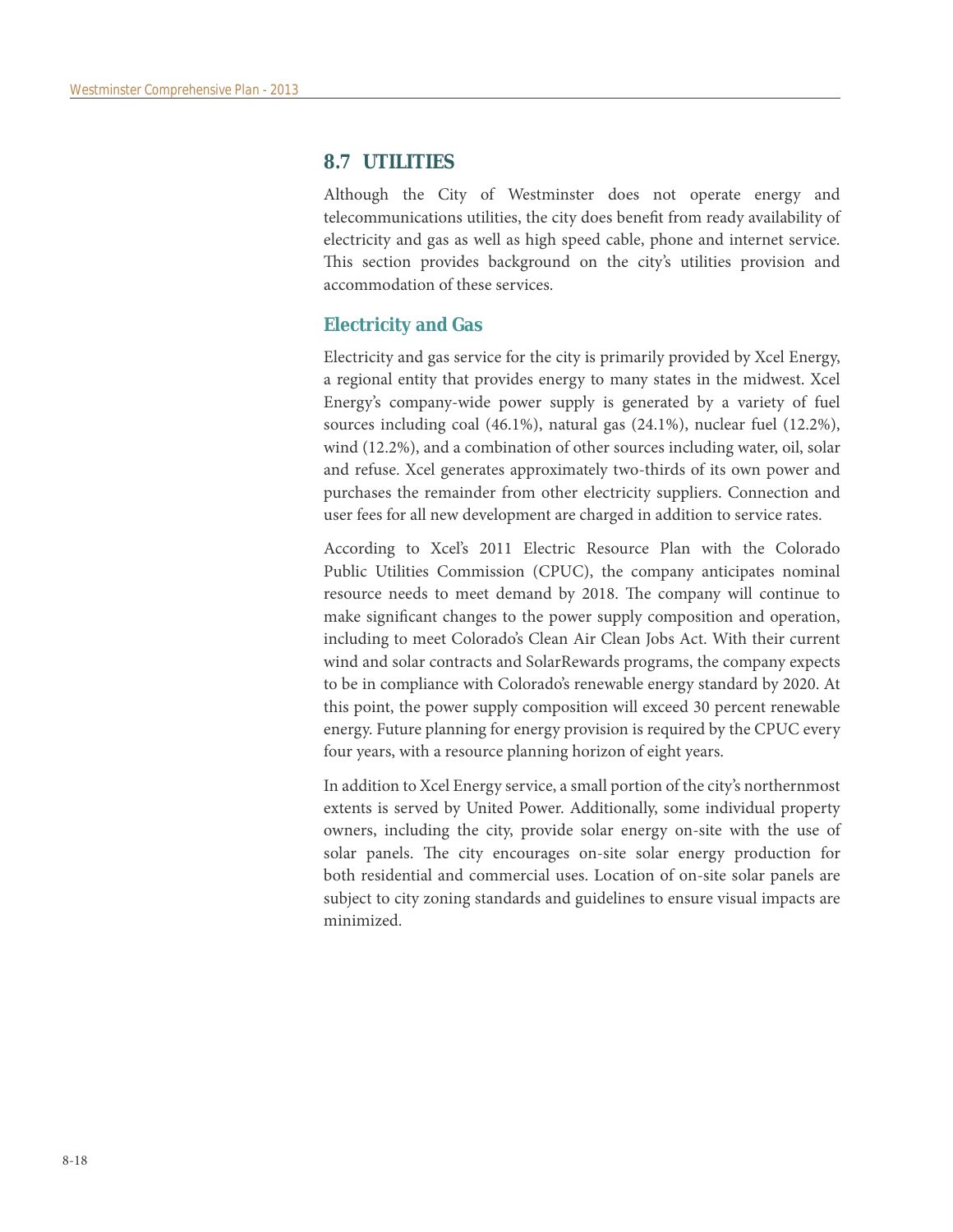## 8.7 UTILITIES

Although the City of Westminster does not operate energy and telecommunications utilities, the city does benefit from ready availability of electricity and gas as well as high speed cable, phone and internet service. This section provides background on the city's utilities provision and accommodation of these services.

### Electricity and Gas

Electricity and gas service for the city is primarily provided by Xcel Energy, a regional entity that provides energy to many states in the midwest. Xcel Energy's company-wide power supply is generated by a variety of fuel sources including coal (46.1%), natural gas (24.1%), nuclear fuel (12.2%), wind (12.2%), and a combination of other sources including water, oil, solar and refuse. Xcel generates approximately two-thirds of its own power and purchases the remainder from other electricity suppliers. Connection and user fees for all new development are charged in addition to service rates.

According to Xcel's 2011 Electric Resource Plan with the Colorado Public Utilities Commission (CPUC), the company anticipates nominal resource needs to meet demand by 2018. The company will continue to make significant changes to the power supply composition and operation, including to meet Colorado's Clean Air Clean Jobs Act. With their current wind and solar contracts and SolarRewards programs, the company expects to be in compliance with Colorado's renewable energy standard by 2020. At this point, the power supply composition will exceed 30 percent renewable energy. Future planning for energy provision is required by the CPUC every four years, with a resource planning horizon of eight years.

In addition to Xcel Energy service, a small portion of the city's northernmost extents is served by United Power. Additionally, some individual property owners, including the city, provide solar energy on-site with the use of solar panels. The city encourages on-site solar energy production for both residential and commercial uses. Location of on-site solar panels are subject to city zoning standards and guidelines to ensure visual impacts are minimized.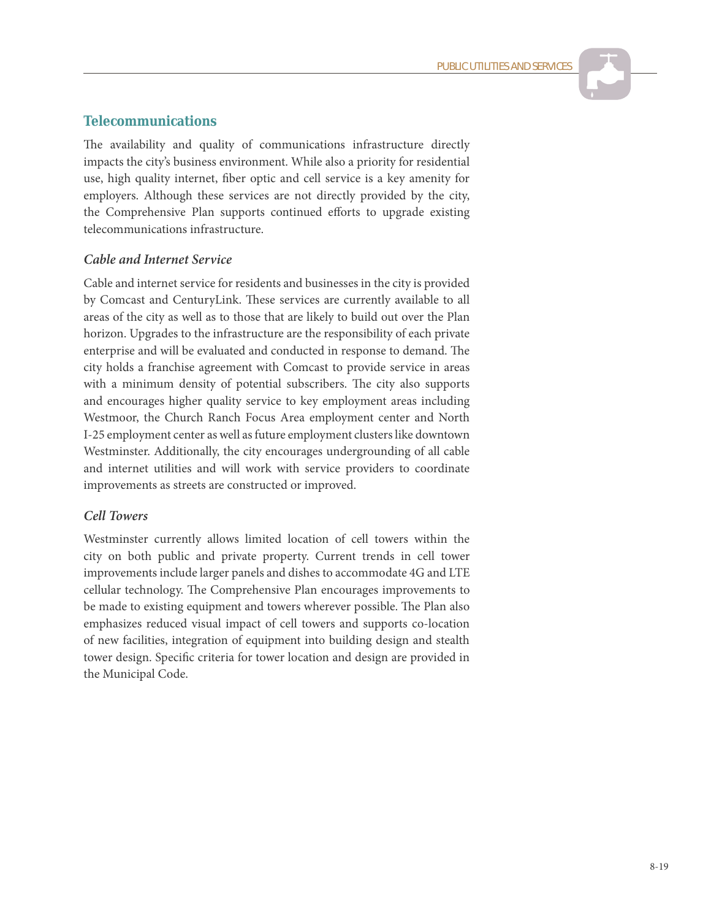## Telecommunications

The availability and quality of communications infrastructure directly impacts the city's business environment. While also a priority for residential use, high quality internet, fiber optic and cell service is a key amenity for employers. Although these services are not directly provided by the city, the Comprehensive Plan supports continued efforts to upgrade existing telecommunications infrastructure.

### *Cable and Internet Service*

Cable and internet service for residents and businesses in the city is provided by Comcast and CenturyLink. These services are currently available to all areas of the city as well as to those that are likely to build out over the Plan horizon. Upgrades to the infrastructure are the responsibility of each private enterprise and will be evaluated and conducted in response to demand. The city holds a franchise agreement with Comcast to provide service in areas with a minimum density of potential subscribers. The city also supports and encourages higher quality service to key employment areas including Westmoor, the Church Ranch Focus Area employment center and North I-25 employment center as well as future employment clusters like downtown Westminster. Additionally, the city encourages undergrounding of all cable and internet utilities and will work with service providers to coordinate improvements as streets are constructed or improved.

### *Cell Towers*

Westminster currently allows limited location of cell towers within the city on both public and private property. Current trends in cell tower improvements include larger panels and dishes to accommodate 4G and LTE cellular technology. The Comprehensive Plan encourages improvements to be made to existing equipment and towers wherever possible. The Plan also emphasizes reduced visual impact of cell towers and supports co-location of new facilities, integration of equipment into building design and stealth tower design. Specific criteria for tower location and design are provided in the Municipal Code.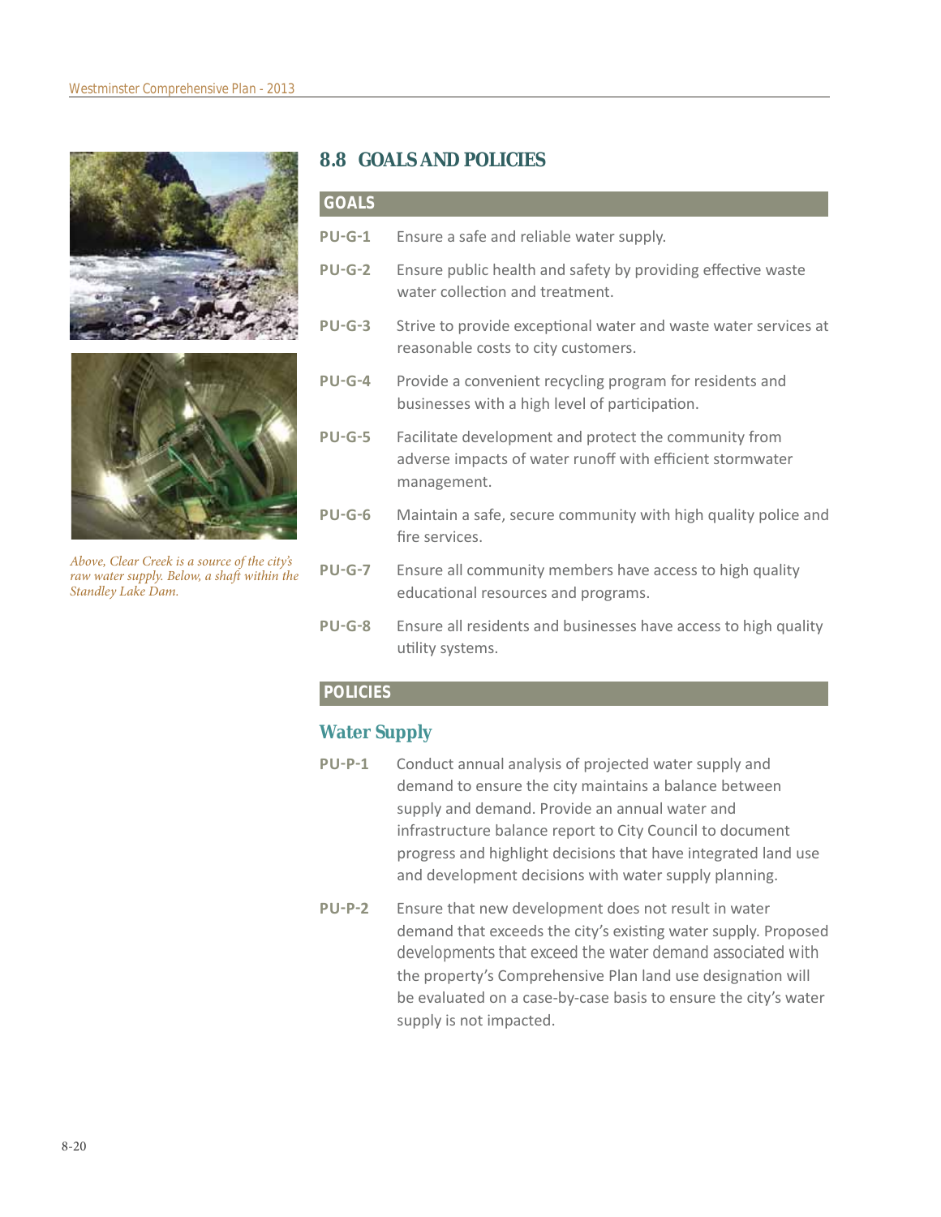*Above, Clear Creek is a source of the city's raw water supply. Below, a shaft within the Standley Lake Dam.*

## 8.8 GOALS AND POLICIES

### GOALS

**PU-G-1** Ensure a safe and reliable water supply.

**PU-G-2** Ensure public health and safety by providing effective waste water collection and treatment.

**PU-G-3** Strive to provide exceptional water and waste water services at reasonable costs to city customers.

**PU-G-4** Provide a convenient recycling program for residents and businesses with a high level of participation.

**PU-G-5** Facilitate development and protect the community from adverse impacts of water runoff with efficient stormwater management.

**PU-G-6** Maintain a safe, secure community with high quality police and fire services.

**PU-G-7** Ensure all community members have access to high quality educational resources and programs.

**PU-G-8** Ensure all residents and businesses have access to high quality utility systems.

### POLICIES

#### Water Supply

**PU-P-1** Conduct annual analysis of projected water supply and demand to ensure the city maintains a balance between supply and demand. Provide an annual water and infrastructure balance report to City Council to document progress and highlight decisions that have integrated land use and development decisions with water supply planning.

**PU-P-2** Ensure that new development does not result in water demand that exceeds the city's existing water supply. Proposed developments that exceed the water demand associated with the property's Comprehensive Plan land use designation will be evaluated on a case-by-case basis to ensure the city's water supply is not impacted.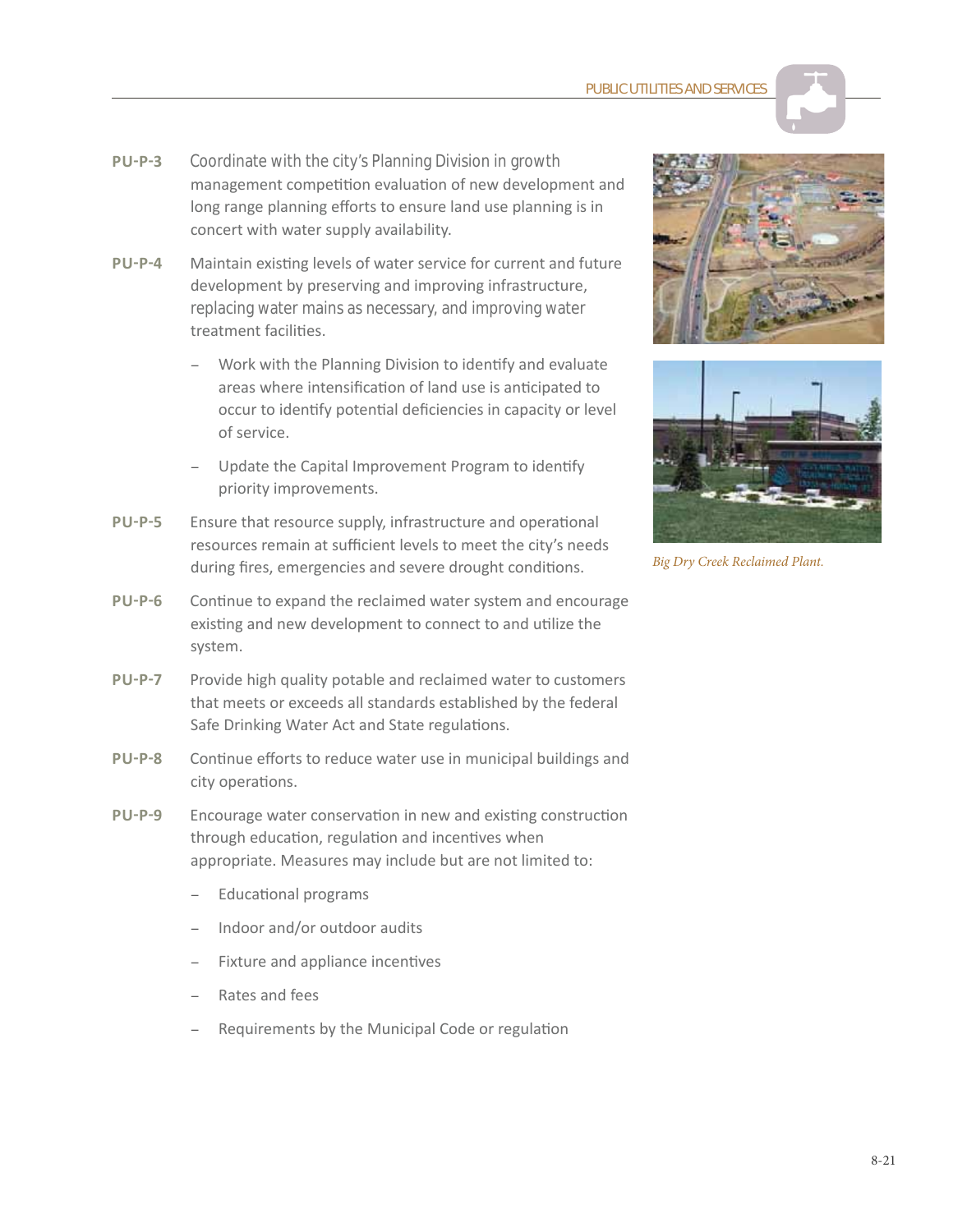**PU-P-3** Coordinate with the city's Planning Division in growth management competition evaluation of new development and long range planning efforts to ensure land use planning is in concert with water supply availability.

**PU-P-4** Maintain existing levels of water service for current and future development by preserving and improving infrastructure, replacing water mains as necessary, and improving water treatment facilities.

- Work with the Planning Division to identify and evaluate areas where intensification of land use is anticipated to occur to identify potential deficiencies in capacity or level of service.
- Update the Capital Improvement Program to identify priority improvements.

**PU-P-5** Ensure that resource supply, infrastructure and operational resources remain at sufficient levels to meet the city's needs during fires, emergencies and severe drought conditions.

**PU-P-6** Continue to expand the reclaimed water system and encourage existing and new development to connect to and utilize the system.

**PU-P-7** Provide high quality potable and reclaimed water to customers that meets or exceeds all standards established by the federal Safe Drinking Water Act and State regulations.

**PU-P-8** Continue efforts to reduce water use in municipal buildings and city operations.

**PU-P-9** Encourage water conservation in new and existing construction through education, regulation and incentives when appropriate. Measures may include but are not limited to:

- Educational programs
- Indoor and/or outdoor audits
- Fixture and appliance incentives
- Rates and fees
- Requirements by the Municipal Code or regulation

*Big Dry Creek Reclaimed Plant.*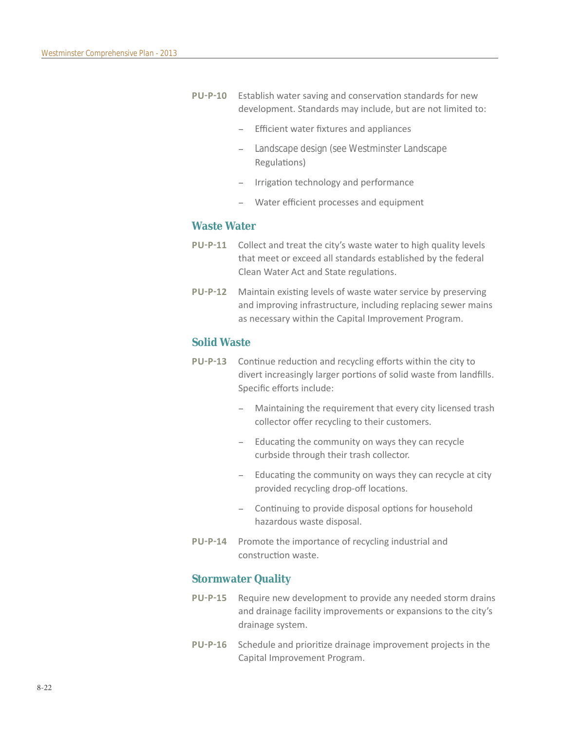**PU-P-10** Establish water saving and conservation standards for new development. Standards may include, but are not limited to:

- Efficient water fixtures and appliances
- Landscape design (see Westminster Landscape Regulations)
- Irrigation technology and performance
- Water efficient processes and equipment

### Waste Water

**PU-P-11** Collect and treat the city's waste water to high quality levels that meet or exceed all standards established by the federal Clean Water Act and State regulations.

**PU-P-12** Maintain existing levels of waste water service by preserving and improving infrastructure, including replacing sewer mains as necessary within the Capital Improvement Program.

### Solid Waste

**PU-P-13** Continue reduction and recycling efforts within the city to divert increasingly larger portions of solid waste from landfills. Specific efforts include:

- Maintaining the requirement that every city licensed trash collector offer recycling to their customers.
- Educating the community on ways they can recycle curbside through their trash collector.
- Educating the community on ways they can recycle at city provided recycling drop-off locations.
- Continuing to provide disposal options for household hazardous waste disposal.

**PU-P-14** Promote the importance of recycling industrial and construction waste.

### Stormwater Quality

**PU-P-15** Require new development to provide any needed storm drains and drainage facility improvements or expansions to the city's drainage system.

**PU-P-16** Schedule and prioritize drainage improvement projects in the Capital Improvement Program.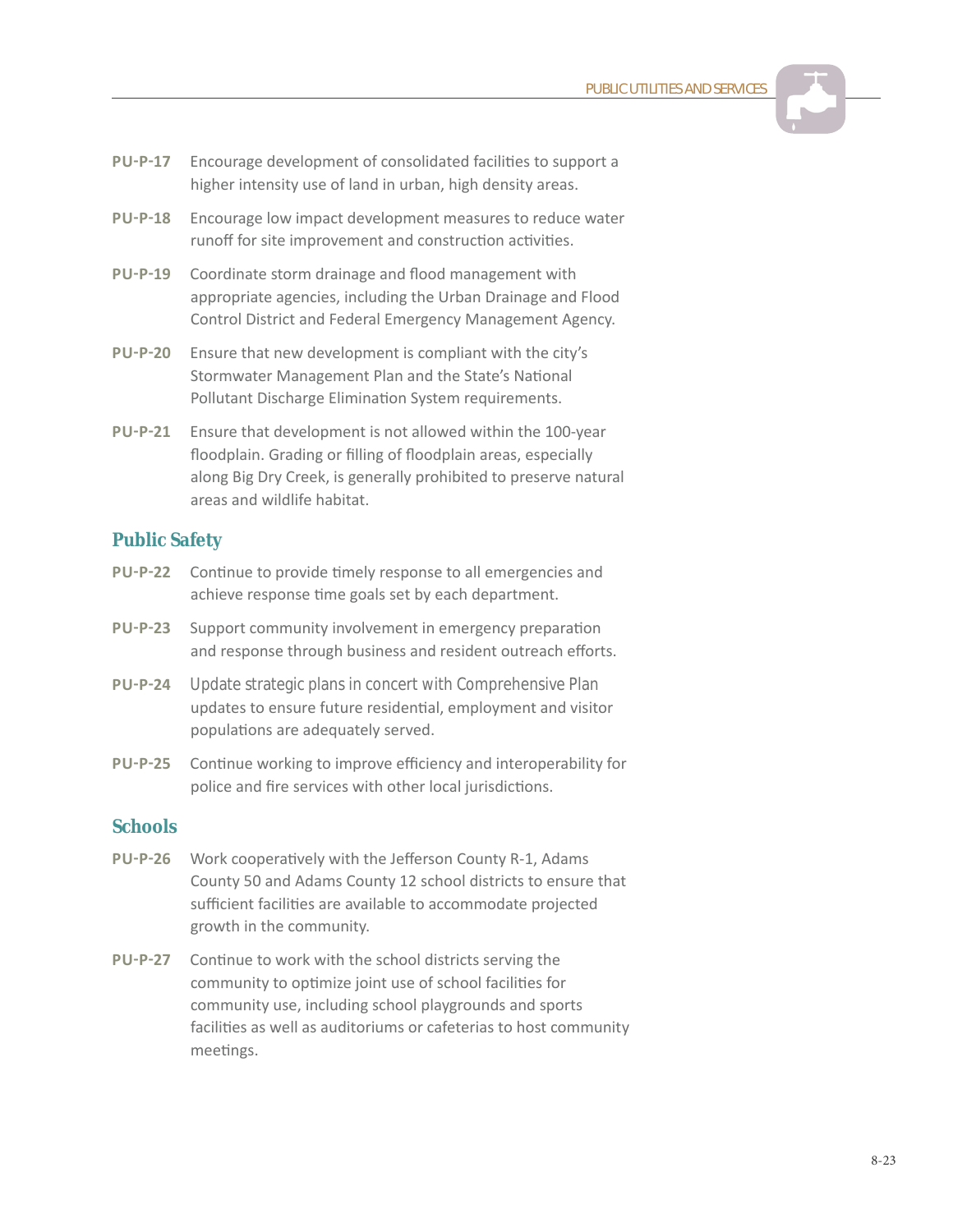**PU-P-17** Encourage development of consolidated facilities to support a higher intensity use of land in urban, high density areas.

**PU-P-18** Encourage low impact development measures to reduce water runoff for site improvement and construction activities.

**PU-P-19** Coordinate storm drainage and flood management with appropriate agencies, including the Urban Drainage and Flood Control District and Federal Emergency Management Agency.

**PU-P-20** Ensure that new development is compliant with the city's Stormwater Management Plan and the State's National Pollutant Discharge Elimination System requirements.

**PU-P-21** Ensure that development is not allowed within the 100-year floodplain. Grading or filling of floodplain areas, especially along Big Dry Creek, is generally prohibited to preserve natural areas and wildlife habitat.

### Public Safety

**PU-P-22** Continue to provide timely response to all emergencies and achieve response time goals set by each department.

**PU-P-23** Support community involvement in emergency preparation and response through business and resident outreach efforts.

**PU-P-24** Update strategic plans in concert with Comprehensive Plan updates to ensure future residential, employment and visitor populations are adequately served.

**PU-P-25** Continue working to improve efficiency and interoperability for police and fire services with other local jurisdictions.

### Schools

**PU-P-26** Work cooperatively with the Jefferson County R-1, Adams County 50 and Adams County 12 school districts to ensure that sufficient facilities are available to accommodate projected growth in the community.

**PU-P-27** Continue to work with the school districts serving the community to optimize joint use of school facilities for community use, including school playgrounds and sports facilities as well as auditoriums or cafeterias to host community meetings.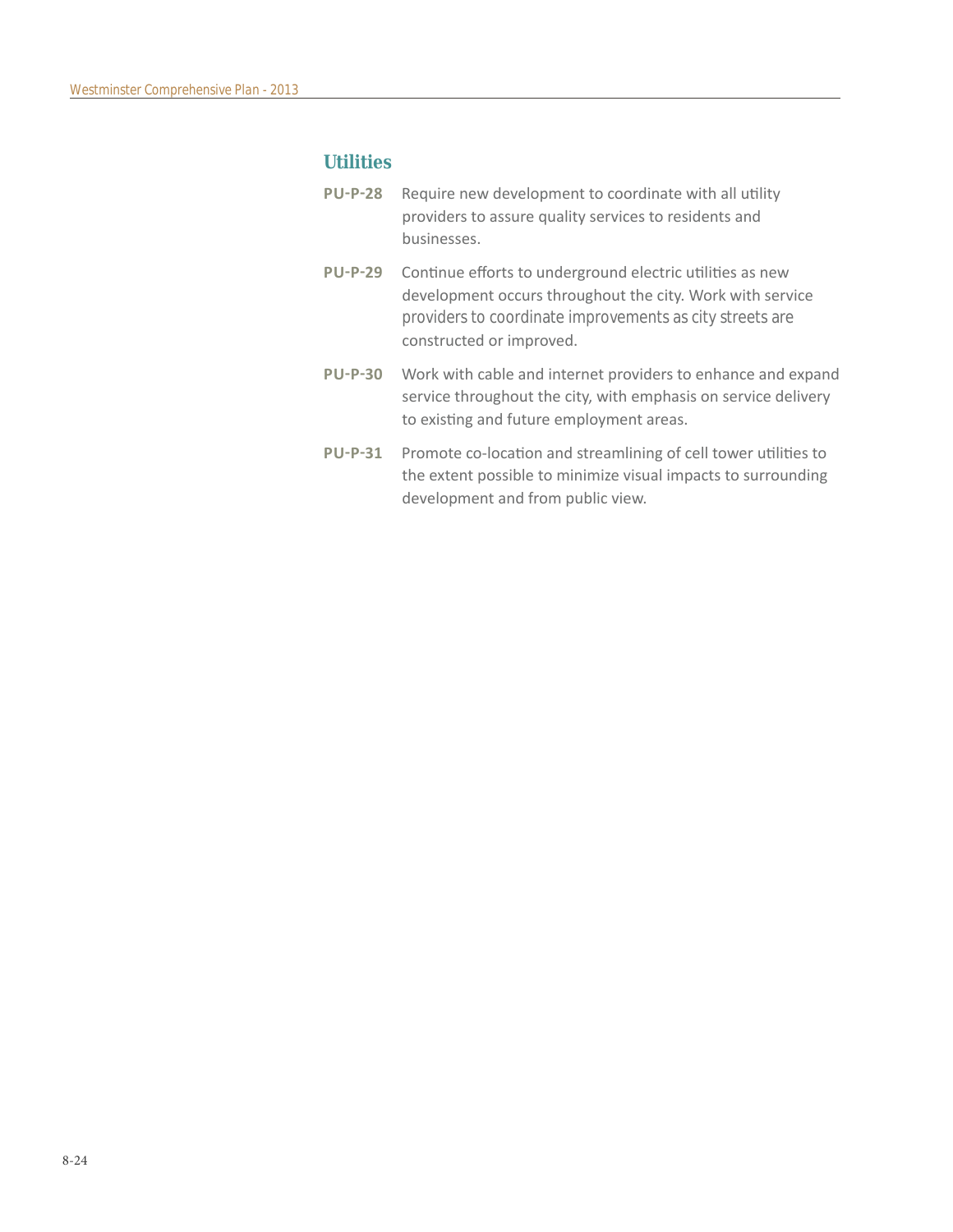## Utilities

**PU-P-28** Require new development to coordinate with all utility providers to assure quality services to residents and businesses.

**PU-P-29** Continue efforts to underground electric utilities as new development occurs throughout the city. Work with service providers to coordinate improvements as city streets are constructed or improved.

**PU-P-30** Work with cable and internet providers to enhance and expand service throughout the city, with emphasis on service delivery to existing and future employment areas.

**PU-P-31** Promote co-location and streamlining of cell tower utilities to the extent possible to minimize visual impacts to surrounding development and from public view.